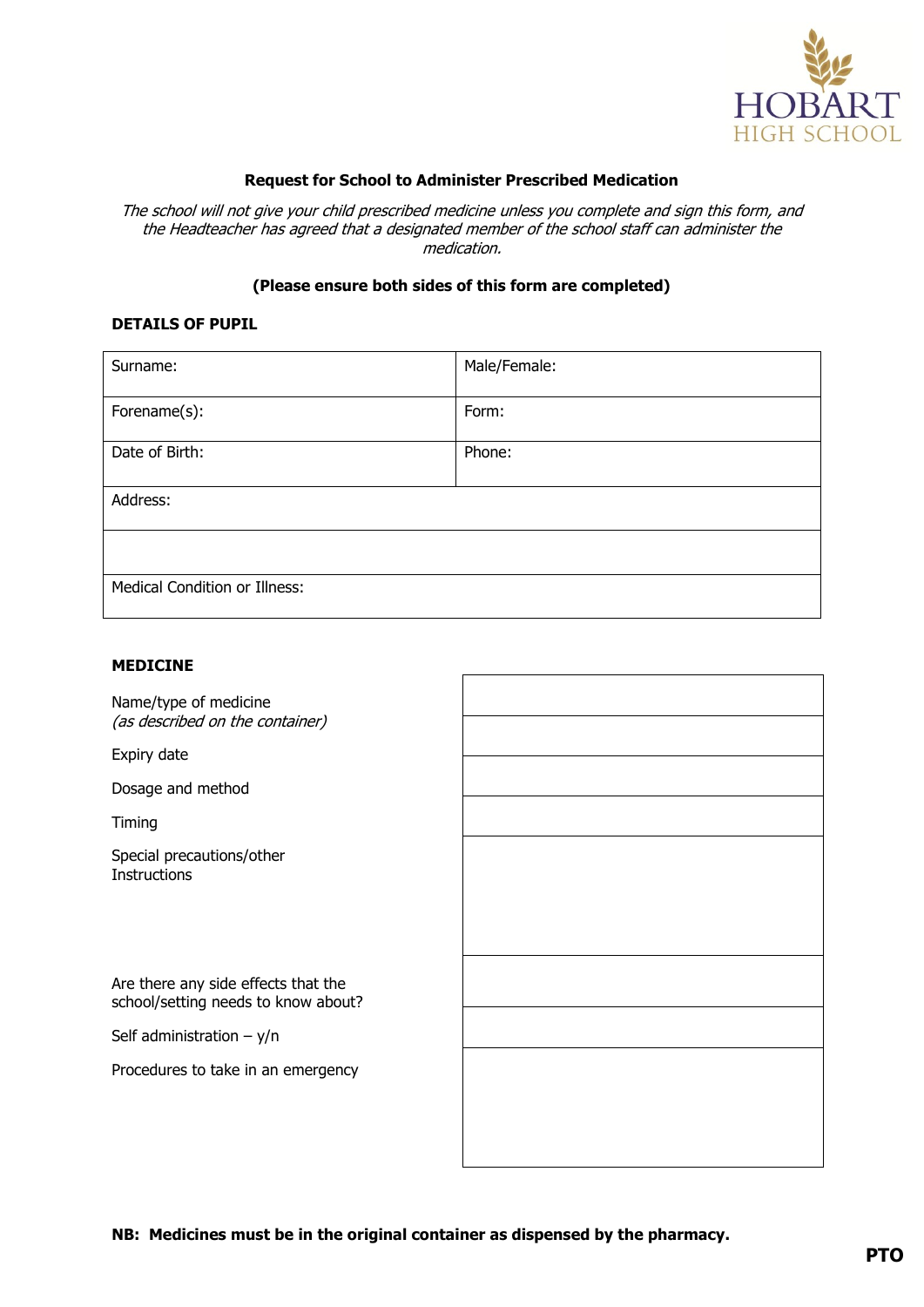HOBART HIGH SCHOOL

**Request for School to Administer Prescribed Medication**

*The school will not give your child prescribed medicine unless you complete and sign this form, and the Headteacher has agreed that a designated member of the school staff can administer the medication.*

**(Please ensure both sides of this form are completed)**

**DETAILS OF PUPIL**

| Surname: | Male/Female: |
|---|---|
| Forename(s): | Form: |
| Date of Birth: | Phone: |
| Address: | |
| | |
| Medical Condition or Illness: | |

**MEDICINE**

| | |
|---|---|
| Name/type of medicine *(as described on the container)* | |
| Expiry date | |
| Dosage and method | |
| Timing | |
| Special precautions/other Instructions | |
| Are there any side effects that the school/setting needs to know about? | |
| Self administration – y/n | |
| Procedures to take in an emergency | |

**NB: Medicines must be in the original container as dispensed by the pharmacy.**

**PTO**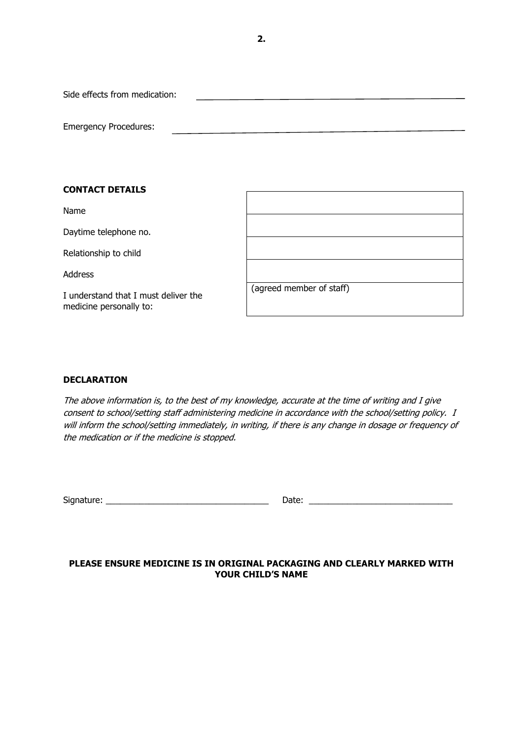Side effects from medication: \_\_\_\_\_\_\_\_\_\_\_\_\_\_\_\_\_\_\_\_\_\_\_\_\_\_\_\_\_\_\_\_\_\_\_\_\_\_\_\_

Emergency Procedures: \_\_\_\_\_\_\_\_\_\_\_\_\_\_\_\_\_\_\_\_\_\_\_\_\_\_\_\_\_\_\_\_\_\_\_\_\_\_\_\_

**CONTACT DETAILS**

| | |
|---|---|
| Name | |
| Daytime telephone no. | |
| Relationship to child | |
| Address | |
| I understand that I must deliver the medicine personally to: | (agreed member of staff) |

**DECLARATION**

*The above information is, to the best of my knowledge, accurate at the time of writing and I give consent to school/setting staff administering medicine in accordance with the school/setting policy. I will inform the school/setting immediately, in writing, if there is any change in dosage or frequency of the medication or if the medicine is stopped.*

Signature: \_\_\_\_\_\_\_\_\_\_\_\_\_\_\_\_\_\_\_\_\_\_\_\_\_\_\_\_\_\_\_\_\_\_ Date: \_\_\_\_\_\_\_\_\_\_\_\_\_\_\_\_\_\_\_\_\_\_\_\_\_\_\_\_\_\_

**PLEASE ENSURE MEDICINE IS IN ORIGINAL PACKAGING AND CLEARLY MARKED WITH YOUR CHILD'S NAME**